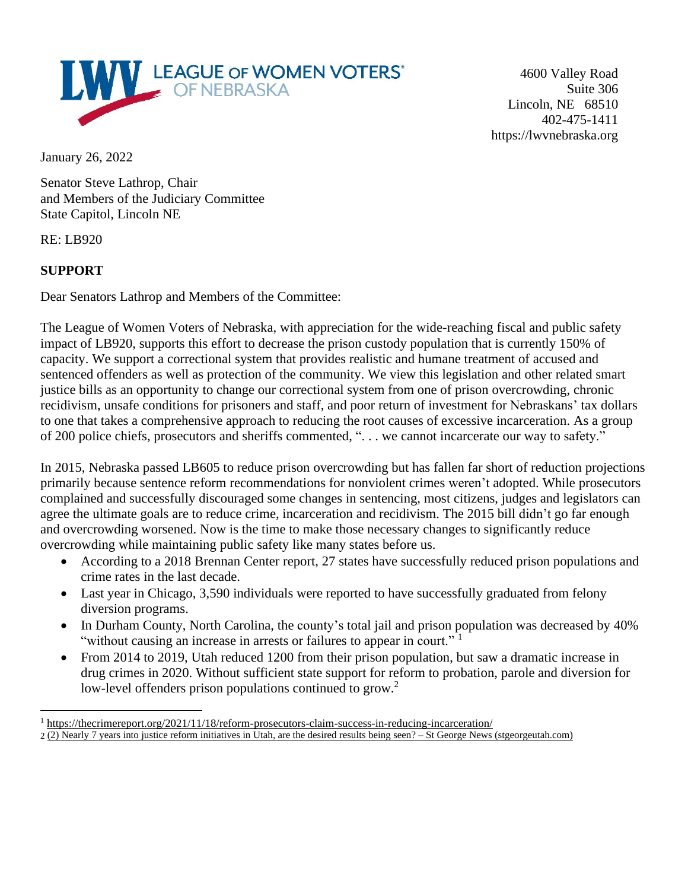LEAGUE OF WOMEN VOTERS® OF NEBRASKA

4600 Valley Road
Suite 306
Lincoln, NE 68510
402-475-1411
https://lwvnebraska.org

January 26, 2022

Senator Steve Lathrop, Chair
and Members of the Judiciary Committee
State Capitol, Lincoln NE

RE: LB920

**SUPPORT**

Dear Senators Lathrop and Members of the Committee:

The League of Women Voters of Nebraska, with appreciation for the wide-reaching fiscal and public safety impact of LB920, supports this effort to decrease the prison custody population that is currently 150% of capacity. We support a correctional system that provides realistic and humane treatment of accused and sentenced offenders as well as protection of the community. We view this legislation and other related smart justice bills as an opportunity to change our correctional system from one of prison overcrowding, chronic recidivism, unsafe conditions for prisoners and staff, and poor return of investment for Nebraskans' tax dollars to one that takes a comprehensive approach to reducing the root causes of excessive incarceration. As a group of 200 police chiefs, prosecutors and sheriffs commented, ". . . we cannot incarcerate our way to safety."

In 2015, Nebraska passed LB605 to reduce prison overcrowding but has fallen far short of reduction projections primarily because sentence reform recommendations for nonviolent crimes weren't adopted. While prosecutors complained and successfully discouraged some changes in sentencing, most citizens, judges and legislators can agree the ultimate goals are to reduce crime, incarceration and recidivism. The 2015 bill didn't go far enough and overcrowding worsened. Now is the time to make those necessary changes to significantly reduce overcrowding while maintaining public safety like many states before us.

- According to a 2018 Brennan Center report, 27 states have successfully reduced prison populations and crime rates in the last decade.
- Last year in Chicago, 3,590 individuals were reported to have successfully graduated from felony diversion programs.
- In Durham County, North Carolina, the county's total jail and prison population was decreased by 40% "without causing an increase in arrests or failures to appear in court." [1]
- From 2014 to 2019, Utah reduced 1200 from their prison population, but saw a dramatic increase in drug crimes in 2020. Without sufficient state support for reform to probation, parole and diversion for low-level offenders prison populations continued to grow.[2]

---

[1] https://thecrimereport.org/2021/11/18/reform-prosecutors-claim-success-in-reducing-incarceration/

[2] (2) Nearly 7 years into justice reform initiatives in Utah, are the desired results being seen? – St George News (stgeorgeutah.com)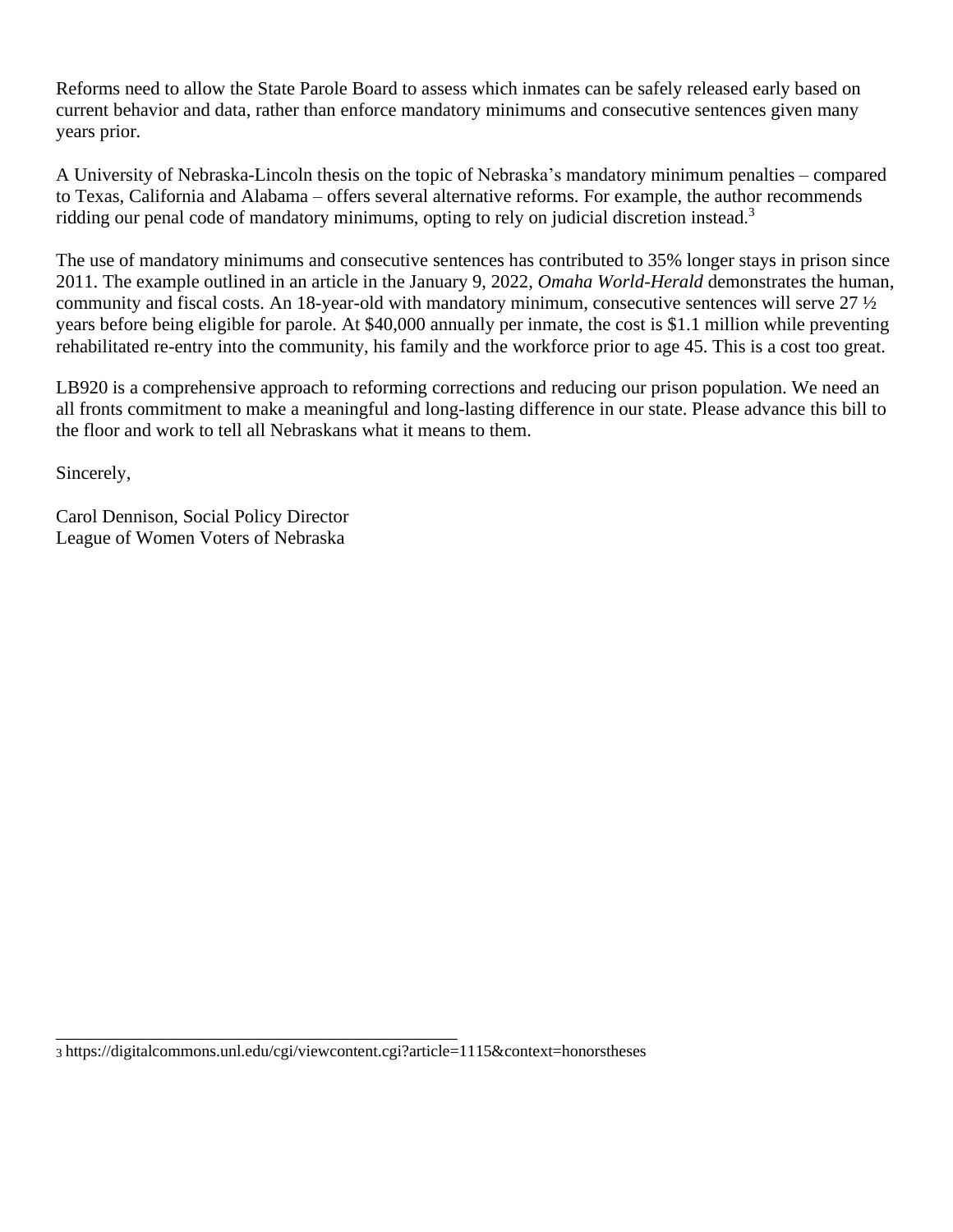Reforms need to allow the State Parole Board to assess which inmates can be safely released early based on current behavior and data, rather than enforce mandatory minimums and consecutive sentences given many years prior.

A University of Nebraska-Lincoln thesis on the topic of Nebraska's mandatory minimum penalties – compared to Texas, California and Alabama – offers several alternative reforms. For example, the author recommends ridding our penal code of mandatory minimums, opting to rely on judicial discretion instead.[3]

The use of mandatory minimums and consecutive sentences has contributed to 35% longer stays in prison since 2011. The example outlined in an article in the January 9, 2022, *Omaha World-Herald* demonstrates the human, community and fiscal costs. An 18-year-old with mandatory minimum, consecutive sentences will serve 27 ½ years before being eligible for parole. At $40,000 annually per inmate, the cost is $1.1 million while preventing rehabilitated re-entry into the community, his family and the workforce prior to age 45. This is a cost too great.

LB920 is a comprehensive approach to reforming corrections and reducing our prison population. We need an all fronts commitment to make a meaningful and long-lasting difference in our state. Please advance this bill to the floor and work to tell all Nebraskans what it means to them.

Sincerely,

Carol Dennison, Social Policy Director
League of Women Voters of Nebraska

---

[3] https://digitalcommons.unl.edu/cgi/viewcontent.cgi?article=1115&context=honorstheses